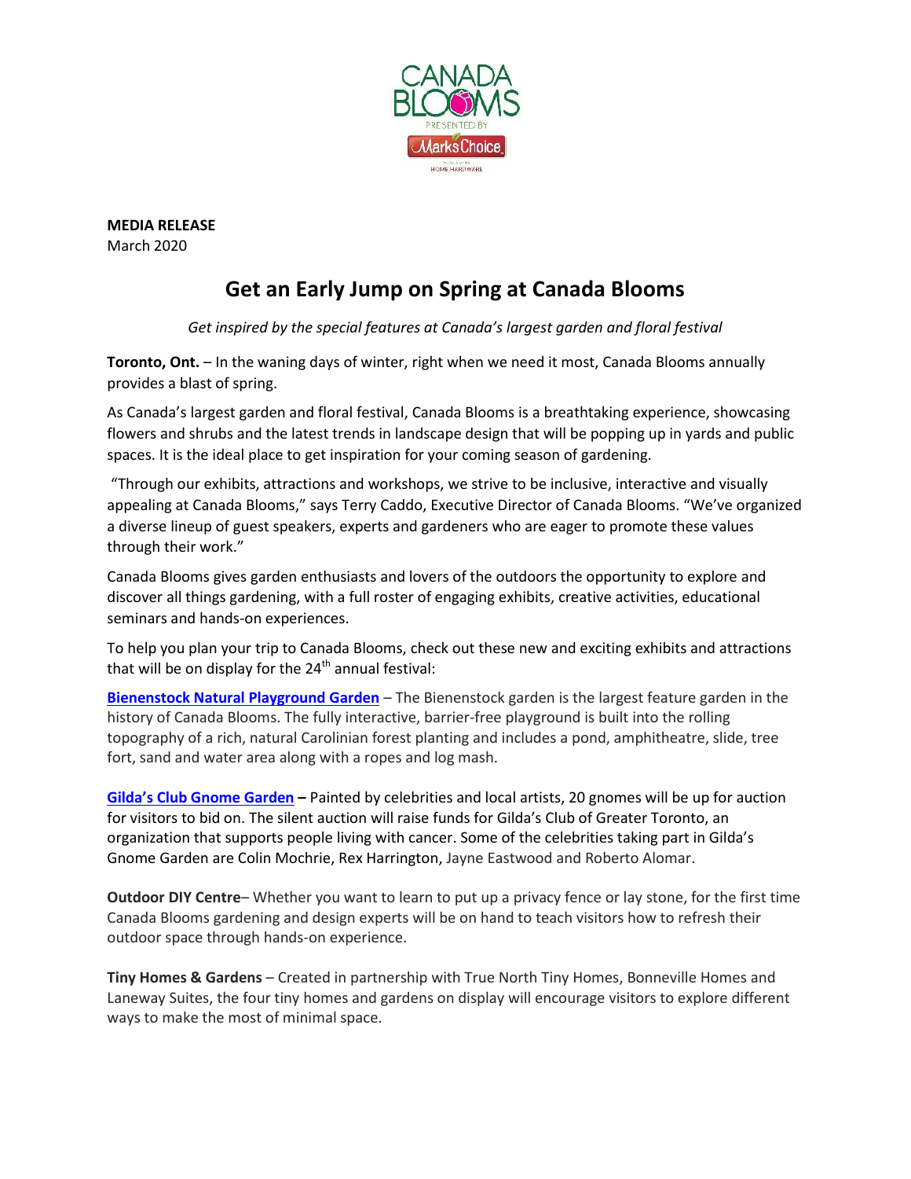**MEDIA RELEASE**
March 2020

# Get an Early Jump on Spring at Canada Blooms

*Get inspired by the special features at Canada's largest garden and floral festival*

**Toronto, Ont.** – In the waning days of winter, right when we need it most, Canada Blooms annually provides a blast of spring.

As Canada's largest garden and floral festival, Canada Blooms is a breathtaking experience, showcasing flowers and shrubs and the latest trends in landscape design that will be popping up in yards and public spaces. It is the ideal place to get inspiration for your coming season of gardening.

"Through our exhibits, attractions and workshops, we strive to be inclusive, interactive and visually appealing at Canada Blooms," says Terry Caddo, Executive Director of Canada Blooms. "We've organized a diverse lineup of guest speakers, experts and gardeners who are eager to promote these values through their work."

Canada Blooms gives garden enthusiasts and lovers of the outdoors the opportunity to explore and discover all things gardening, with a full roster of engaging exhibits, creative activities, educational seminars and hands-on experiences.

To help you plan your trip to Canada Blooms, check out these new and exciting exhibits and attractions that will be on display for the 24th annual festival:

**Bienenstock Natural Playground Garden** – The Bienenstock garden is the largest feature garden in the history of Canada Blooms. The fully interactive, barrier-free playground is built into the rolling topography of a rich, natural Carolinian forest planting and includes a pond, amphitheatre, slide, tree fort, sand and water area along with a ropes and log mash.

**Gilda's Club Gnome Garden –** Painted by celebrities and local artists, 20 gnomes will be up for auction for visitors to bid on. The silent auction will raise funds for Gilda's Club of Greater Toronto, an organization that supports people living with cancer. Some of the celebrities taking part in Gilda's Gnome Garden are Colin Mochrie, Rex Harrington, Jayne Eastwood and Roberto Alomar.

**Outdoor DIY Centre**– Whether you want to learn to put up a privacy fence or lay stone, for the first time Canada Blooms gardening and design experts will be on hand to teach visitors how to refresh their outdoor space through hands-on experience.

**Tiny Homes & Gardens** – Created in partnership with True North Tiny Homes, Bonneville Homes and Laneway Suites, the four tiny homes and gardens on display will encourage visitors to explore different ways to make the most of minimal space.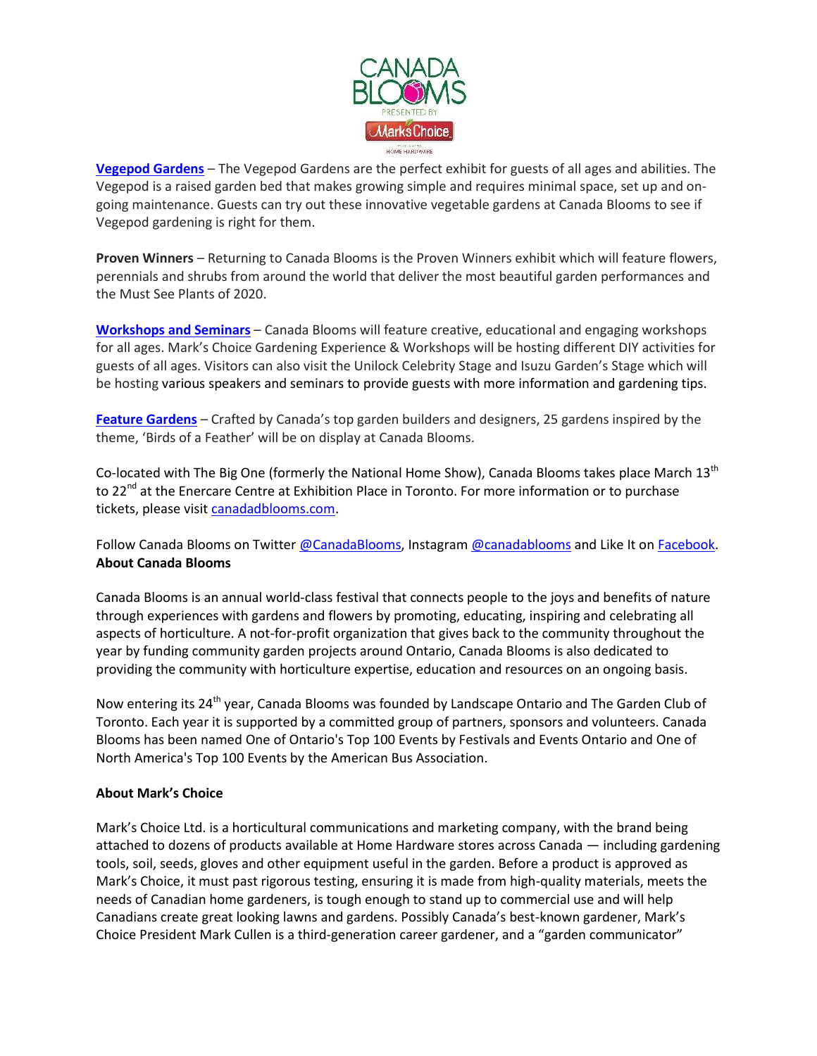**Vegepod Gardens** – The Vegepod Gardens are the perfect exhibit for guests of all ages and abilities. The Vegepod is a raised garden bed that makes growing simple and requires minimal space, set up and on-going maintenance. Guests can try out these innovative vegetable gardens at Canada Blooms to see if Vegepod gardening is right for them.

**Proven Winners** – Returning to Canada Blooms is the Proven Winners exhibit which will feature flowers, perennials and shrubs from around the world that deliver the most beautiful garden performances and the Must See Plants of 2020.

**Workshops and Seminars** – Canada Blooms will feature creative, educational and engaging workshops for all ages. Mark's Choice Gardening Experience & Workshops will be hosting different DIY activities for guests of all ages. Visitors can also visit the Unilock Celebrity Stage and Isuzu Garden's Stage which will be hosting various speakers and seminars to provide guests with more information and gardening tips.

**Feature Gardens** – Crafted by Canada's top garden builders and designers, 25 gardens inspired by the theme, 'Birds of a Feather' will be on display at Canada Blooms.

Co-located with The Big One (formerly the National Home Show), Canada Blooms takes place March 13th to 22nd at the Enercare Centre at Exhibition Place in Toronto. For more information or to purchase tickets, please visit canadadblooms.com.

Follow Canada Blooms on Twitter @CanadaBlooms, Instagram @canadablooms and Like It on Facebook.

**About Canada Blooms**

Canada Blooms is an annual world-class festival that connects people to the joys and benefits of nature through experiences with gardens and flowers by promoting, educating, inspiring and celebrating all aspects of horticulture. A not-for-profit organization that gives back to the community throughout the year by funding community garden projects around Ontario, Canada Blooms is also dedicated to providing the community with horticulture expertise, education and resources on an ongoing basis.

Now entering its 24th year, Canada Blooms was founded by Landscape Ontario and The Garden Club of Toronto. Each year it is supported by a committed group of partners, sponsors and volunteers. Canada Blooms has been named One of Ontario's Top 100 Events by Festivals and Events Ontario and One of North America's Top 100 Events by the American Bus Association.

**About Mark's Choice**

Mark's Choice Ltd. is a horticultural communications and marketing company, with the brand being attached to dozens of products available at Home Hardware stores across Canada — including gardening tools, soil, seeds, gloves and other equipment useful in the garden. Before a product is approved as Mark's Choice, it must past rigorous testing, ensuring it is made from high-quality materials, meets the needs of Canadian home gardeners, is tough enough to stand up to commercial use and will help Canadians create great looking lawns and gardens. Possibly Canada's best-known gardener, Mark's Choice President Mark Cullen is a third-generation career gardener, and a "garden communicator"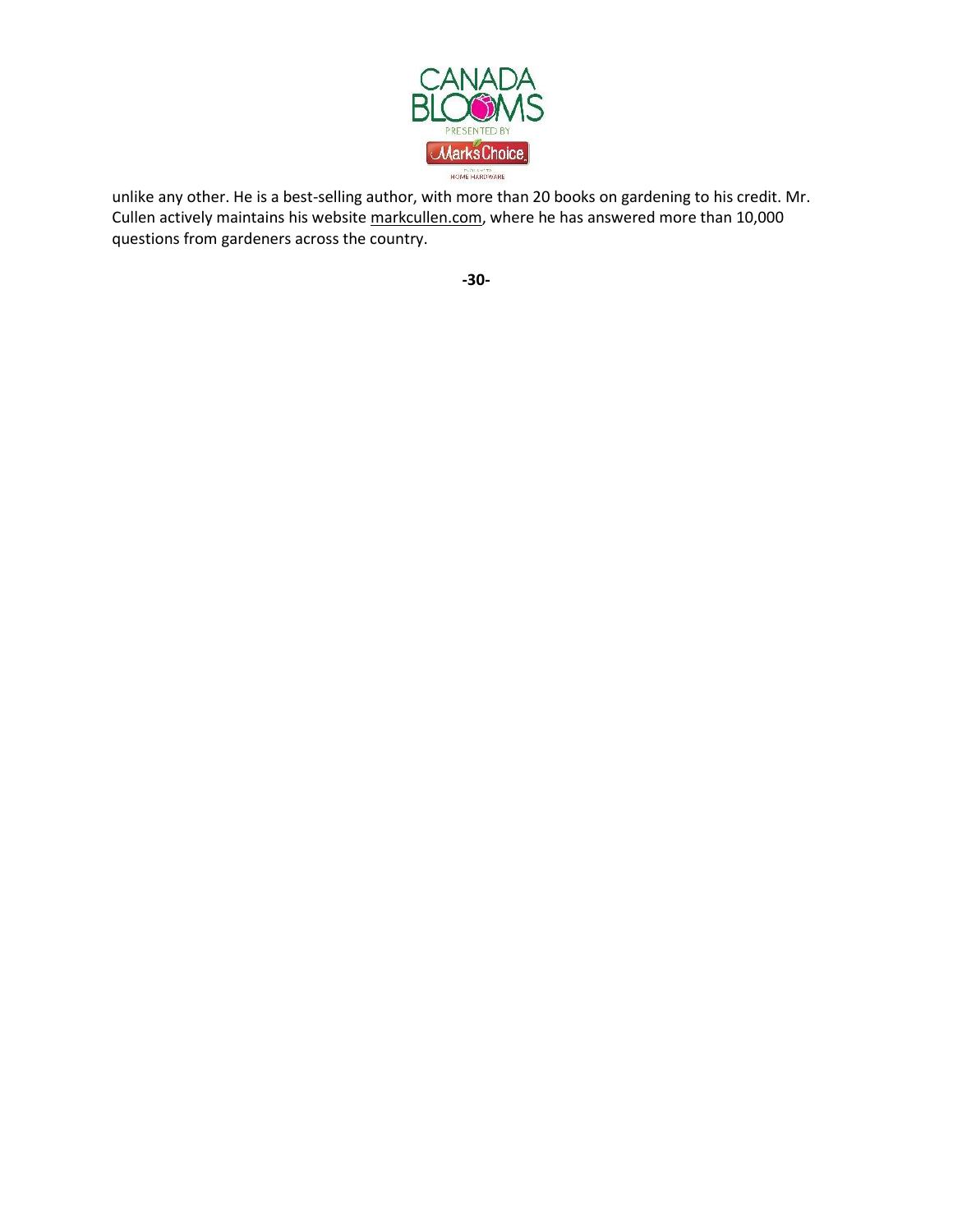unlike any other. He is a best-selling author, with more than 20 books on gardening to his credit. Mr. Cullen actively maintains his website markcullen.com, where he has answered more than 10,000 questions from gardeners across the country.

**-30-**